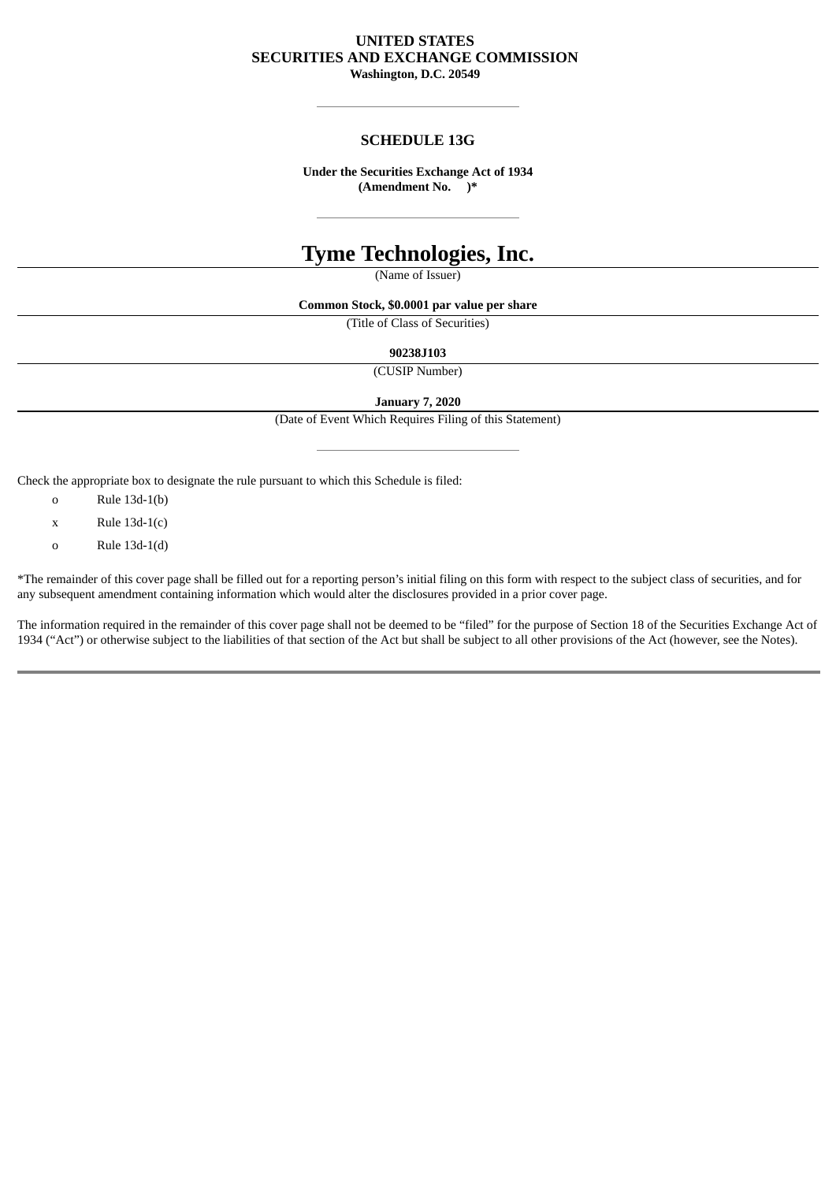**UNITED STATES**
**SECURITIES AND EXCHANGE COMMISSION**
**Washington, D.C. 20549**

---

## SCHEDULE 13G

**Under the Securities Exchange Act of 1934**
**(Amendment No. )***

---

# Tyme Technologies, Inc.

(Name of Issuer)

**Common Stock, $0.0001 par value per share**

(Title of Class of Securities)

**90238J103**

(CUSIP Number)

**January 7, 2020**

(Date of Event Which Requires Filing of this Statement)

---

Check the appropriate box to designate the rule pursuant to which this Schedule is filed:

o Rule 13d-1(b)

x Rule 13d-1(c)

o Rule 13d-1(d)

*The remainder of this cover page shall be filled out for a reporting person's initial filing on this form with respect to the subject class of securities, and for any subsequent amendment containing information which would alter the disclosures provided in a prior cover page.

The information required in the remainder of this cover page shall not be deemed to be "filed" for the purpose of Section 18 of the Securities Exchange Act of 1934 ("Act") or otherwise subject to the liabilities of that section of the Act but shall be subject to all other provisions of the Act (however, see the Notes).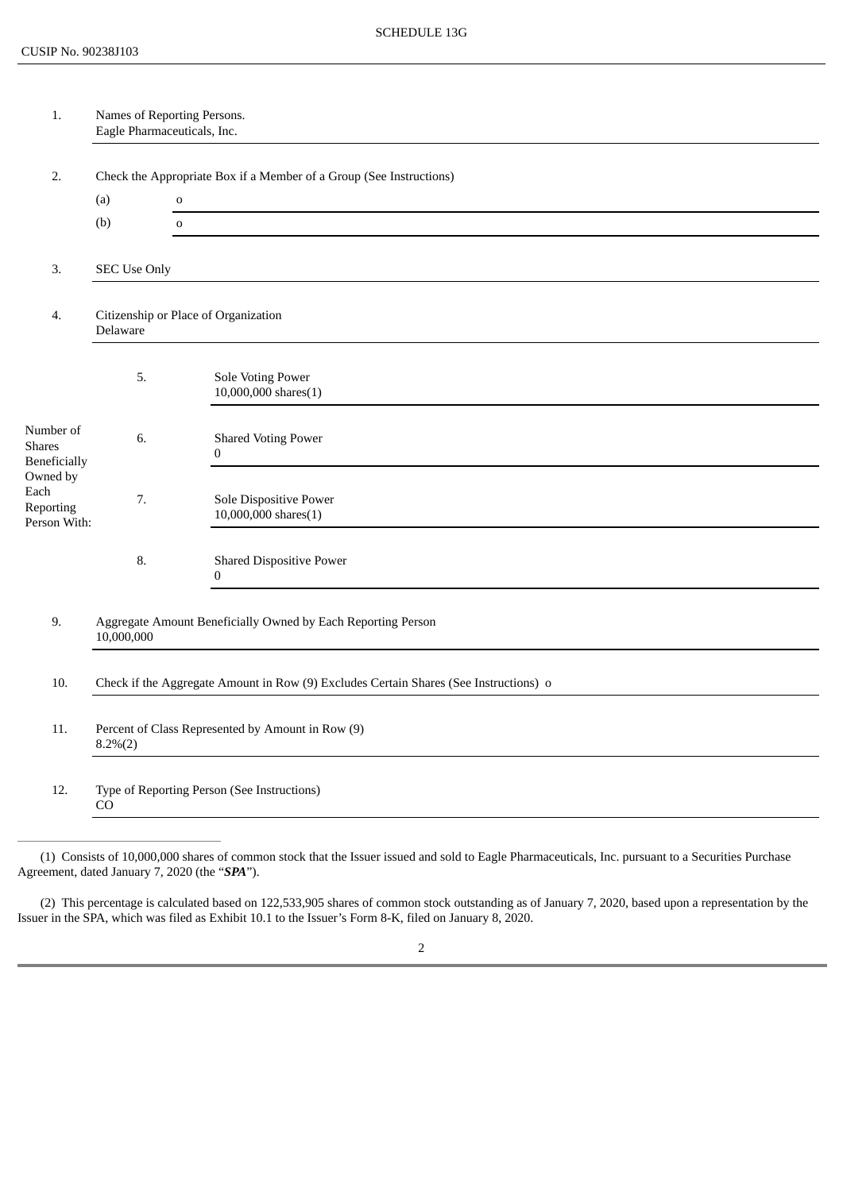SCHEDULE 13G

CUSIP No. 90238J103

| | | |
|---|---|---|
| 1. | Names of Reporting Persons.<br>Eagle Pharmaceuticals, Inc. | |
| 2. | Check the Appropriate Box if a Member of a Group (See Instructions)<br>(a) o<br>(b) o | |
| 3. | SEC Use Only | |
| 4. | Citizenship or Place of Organization<br>Delaware | |
| Number of Shares Beneficially Owned by Each Reporting Person With: | 5. | Sole Voting Power<br>10,000,000 shares(1) |
| | 6. | Shared Voting Power<br>0 |
| | 7. | Sole Dispositive Power<br>10,000,000 shares(1) |
| | 8. | Shared Dispositive Power<br>0 |
| 9. | Aggregate Amount Beneficially Owned by Each Reporting Person<br>10,000,000 | |
| 10. | Check if the Aggregate Amount in Row (9) Excludes Certain Shares (See Instructions) o | |
| 11. | Percent of Class Represented by Amount in Row (9)<br>8.2%(2) | |
| 12. | Type of Reporting Person (See Instructions)<br>CO | |

(1) Consists of 10,000,000 shares of common stock that the Issuer issued and sold to Eagle Pharmaceuticals, Inc. pursuant to a Securities Purchase Agreement, dated January 7, 2020 (the "***SPA***").

(2) This percentage is calculated based on 122,533,905 shares of common stock outstanding as of January 7, 2020, based upon a representation by the Issuer in the SPA, which was filed as Exhibit 10.1 to the Issuer's Form 8-K, filed on January 8, 2020.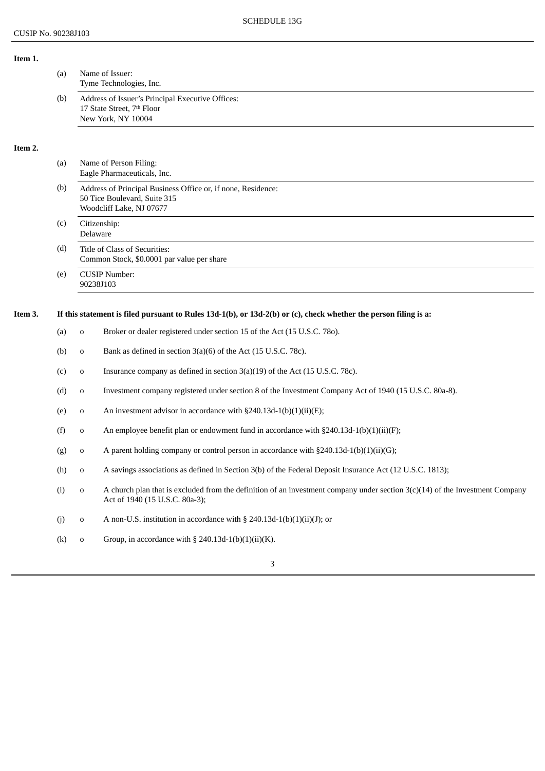SCHEDULE 13G

CUSIP No. 90238J103

**Item 1.**

(a) Name of Issuer:
Tyme Technologies, Inc.

(b) Address of Issuer's Principal Executive Offices:
17 State Street, 7th Floor
New York, NY 10004

**Item 2.**

(a) Name of Person Filing:
Eagle Pharmaceuticals, Inc.

(b) Address of Principal Business Office or, if none, Residence:
50 Tice Boulevard, Suite 315
Woodcliff Lake, NJ 07677

(c) Citizenship:
Delaware

(d) Title of Class of Securities:
Common Stock, $0.0001 par value per share

(e) CUSIP Number:
90238J103

**Item 3. If this statement is filed pursuant to Rules 13d-1(b), or 13d-2(b) or (c), check whether the person filing is a:**

(a) o Broker or dealer registered under section 15 of the Act (15 U.S.C. 78o).

(b) o Bank as defined in section 3(a)(6) of the Act (15 U.S.C. 78c).

(c) o Insurance company as defined in section 3(a)(19) of the Act (15 U.S.C. 78c).

(d) o Investment company registered under section 8 of the Investment Company Act of 1940 (15 U.S.C. 80a-8).

(e) o An investment advisor in accordance with §240.13d-1(b)(1)(ii)(E);

(f) o An employee benefit plan or endowment fund in accordance with §240.13d-1(b)(1)(ii)(F);

(g) o A parent holding company or control person in accordance with §240.13d-1(b)(1)(ii)(G);

(h) o A savings associations as defined in Section 3(b) of the Federal Deposit Insurance Act (12 U.S.C. 1813);

(i) o A church plan that is excluded from the definition of an investment company under section 3(c)(14) of the Investment Company Act of 1940 (15 U.S.C. 80a-3);

(j) o A non-U.S. institution in accordance with § 240.13d-1(b)(1)(ii)(J); or

(k) o Group, in accordance with § 240.13d-1(b)(1)(ii)(K).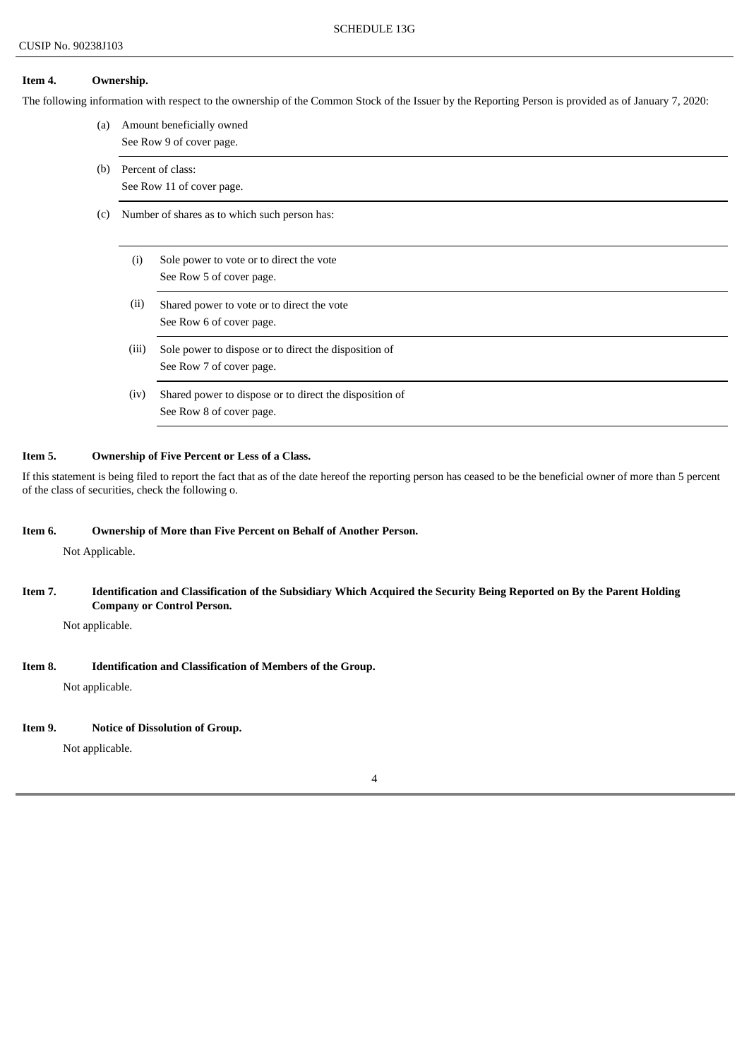**Item 4. Ownership.**

The following information with respect to the ownership of the Common Stock of the Issuer by the Reporting Person is provided as of January 7, 2020:

(a) Amount beneficially owned
See Row 9 of cover page.

(b) Percent of class:
See Row 11 of cover page.

(c) Number of shares as to which such person has:

(i) Sole power to vote or to direct the vote
See Row 5 of cover page.

(ii) Shared power to vote or to direct the vote
See Row 6 of cover page.

(iii) Sole power to dispose or to direct the disposition of
See Row 7 of cover page.

(iv) Shared power to dispose or to direct the disposition of
See Row 8 of cover page.

**Item 5. Ownership of Five Percent or Less of a Class.**

If this statement is being filed to report the fact that as of the date hereof the reporting person has ceased to be the beneficial owner of more than 5 percent of the class of securities, check the following o.

**Item 6. Ownership of More than Five Percent on Behalf of Another Person.**

Not Applicable.

**Item 7. Identification and Classification of the Subsidiary Which Acquired the Security Being Reported on By the Parent Holding Company or Control Person.**

Not applicable.

**Item 8. Identification and Classification of Members of the Group.**

Not applicable.

**Item 9. Notice of Dissolution of Group.**

Not applicable.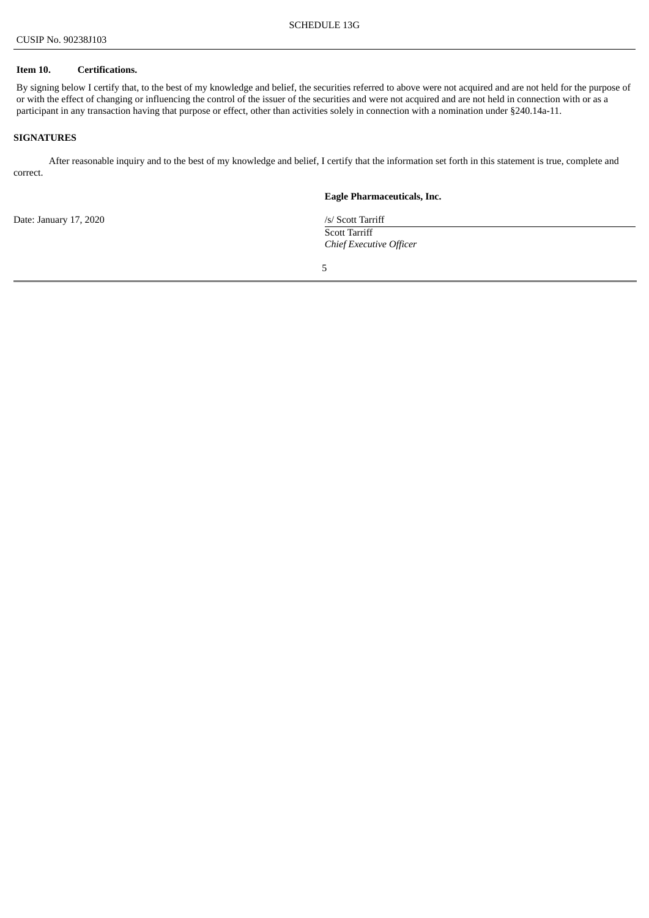**Item 10. Certifications.**

By signing below I certify that, to the best of my knowledge and belief, the securities referred to above were not acquired and are not held for the purpose of or with the effect of changing or influencing the control of the issuer of the securities and were not acquired and are not held in connection with or as a participant in any transaction having that purpose or effect, other than activities solely in connection with a nomination under §240.14a-11.

**SIGNATURES**

After reasonable inquiry and to the best of my knowledge and belief, I certify that the information set forth in this statement is true, complete and correct.

**Eagle Pharmaceuticals, Inc.**

Date: January 17, 2020

/s/ Scott Tarriff
Scott Tarriff
*Chief Executive Officer*